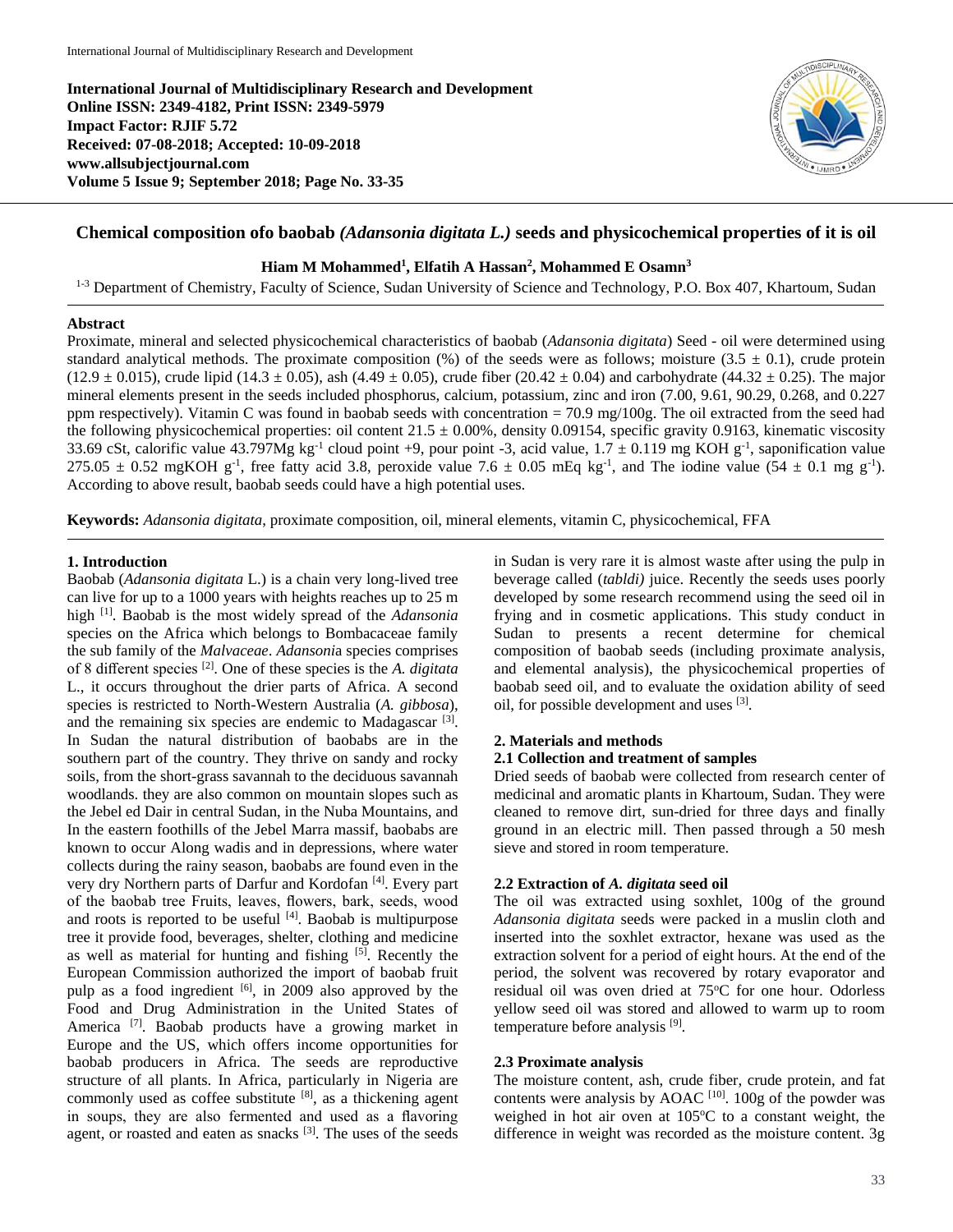International Journal of Multidisciplinary Research and Development
Online ISSN: 2349-4182, Print ISSN: 2349-5979
Impact Factor: RJIF 5.72
Received: 07-08-2018; Accepted: 10-09-2018
www.allsubjectjournal.com

# Chemical composition ofo baobab *(Adansonia digitata L.)* seeds and physicochemical properties of it is oil

**Hiam M Mohammed[1], Elfatih A Hassan[2], Mohammed E Osamn[3]**

[1-3] Department of Chemistry, Faculty of Science, Sudan University of Science and Technology, P.O. Box 407, Khartoum, Sudan

## Abstract

Proximate, mineral and selected physicochemical characteristics of baobab (*Adansonia digitata*) Seed - oil were determined using standard analytical methods. The proximate composition (%) of the seeds were as follows; moisture (3.5 ± 0.1), crude protein (12.9 ± 0.015), crude lipid (14.3 ± 0.05), ash (4.49 ± 0.05), crude fiber (20.42 ± 0.04) and carbohydrate (44.32 ± 0.25). The major mineral elements present in the seeds included phosphorus, calcium, potassium, zinc and iron (7.00, 9.61, 90.29, 0.268, and 0.227 ppm respectively). Vitamin C was found in baobab seeds with concentration = 70.9 mg/100g. The oil extracted from the seed had the following physicochemical properties: oil content 21.5 ± 0.00%, density 0.09154, specific gravity 0.9163, kinematic viscosity 33.69 cSt, calorific value 43.797Mg $kg^{-1}$ cloud point +9, pour point -3, acid value, 1.7 ± 0.119 mg KOH $g^{-1}$, saponification value 275.05 ± 0.52 mgKOH $g^{-1}$, free fatty acid 3.8, peroxide value 7.6 ± 0.05 mEq $kg^{-1}$, and The iodine value (54 ± 0.1 mg $g^{-1}$). According to above result, baobab seeds could have a high potential uses.

**Keywords:** *Adansonia digitata*, proximate composition, oil, mineral elements, vitamin C, physicochemical, FFA

## 1. Introduction

Baobab (*Adansonia digitata* L.) is a chain very long-lived tree can live for up to a 1000 years with heights reaches up to 25 m high [1]. Baobab is the most widely spread of the *Adansonia* species on the Africa which belongs to Bombacaceae family the sub family of the *Malvaceae*. *Adansoni*a species comprises of 8 different species [2]. One of these species is the *A. digitata* L., it occurs throughout the drier parts of Africa. A second species is restricted to North-Western Australia (*A. gibbosa*), and the remaining six species are endemic to Madagascar [3]. In Sudan the natural distribution of baobabs are in the southern part of the country. They thrive on sandy and rocky soils, from the short-grass savannah to the deciduous savannah woodlands. they are also common on mountain slopes such as the Jebel ed Dair in central Sudan, in the Nuba Mountains, and In the eastern foothills of the Jebel Marra massif, baobabs are known to occur Along wadis and in depressions, where water collects during the rainy season, baobabs are found even in the very dry Northern parts of Darfur and Kordofan [4]. Every part of the baobab tree Fruits, leaves, flowers, bark, seeds, wood and roots is reported to be useful [4]. Baobab is multipurpose tree it provide food, beverages, shelter, clothing and medicine as well as material for hunting and fishing [5]. Recently the European Commission authorized the import of baobab fruit pulp as a food ingredient [6], in 2009 also approved by the Food and Drug Administration in the United States of America [7]. Baobab products have a growing market in Europe and the US, which offers income opportunities for baobab producers in Africa. The seeds are reproductive structure of all plants. In Africa, particularly in Nigeria are commonly used as coffee substitute [8], as a thickening agent in soups, they are also fermented and used as a flavoring agent, or roasted and eaten as snacks [3]. The uses of the seeds in Sudan is very rare it is almost waste after using the pulp in beverage called (*tabldi)* juice. Recently the seeds uses poorly developed by some research recommend using the seed oil in frying and in cosmetic applications. This study conduct in Sudan to presents a recent determine for chemical composition of baobab seeds (including proximate analysis, and elemental analysis), the physicochemical properties of baobab seed oil, and to evaluate the oxidation ability of seed oil, for possible development and uses [3].

## 2. Materials and methods

### 2.1 Collection and treatment of samples

Dried seeds of baobab were collected from research center of medicinal and aromatic plants in Khartoum, Sudan. They were cleaned to remove dirt, sun-dried for three days and finally ground in an electric mill. Then passed through a 50 mesh sieve and stored in room temperature.

### 2.2 Extraction of *A. digitata* seed oil

The oil was extracted using soxhlet, 100g of the ground *Adansonia digitata* seeds were packed in a muslin cloth and inserted into the soxhlet extractor, hexane was used as the extraction solvent for a period of eight hours. At the end of the period, the solvent was recovered by rotary evaporator and residual oil was oven dried at 75°C for one hour. Odorless yellow seed oil was stored and allowed to warm up to room temperature before analysis [9].

### 2.3 Proximate analysis

The moisture content, ash, crude fiber, crude protein, and fat contents were analysis by AOAC [10]. 100g of the powder was weighed in hot air oven at 105°C to a constant weight, the difference in weight was recorded as the moisture content. 3g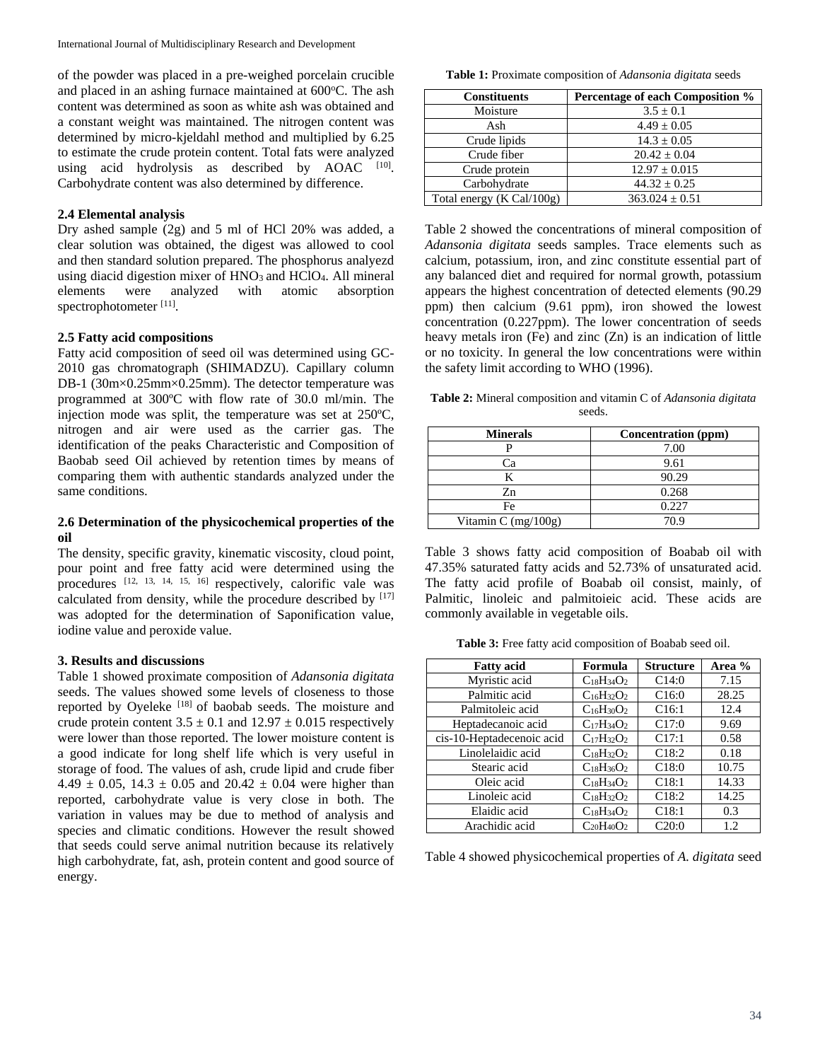of the powder was placed in a pre-weighed porcelain crucible and placed in an ashing furnace maintained at 600°C. The ash content was determined as soon as white ash was obtained and a constant weight was maintained. The nitrogen content was determined by micro-kjeldahl method and multiplied by 6.25 to estimate the crude protein content. Total fats were analyzed using acid hydrolysis as described by AOAC [10]. Carbohydrate content was also determined by difference.

### 2.4 Elemental analysis

Dry ashed sample (2g) and 5 ml of HCl 20% was added, a clear solution was obtained, the digest was allowed to cool and then standard solution prepared. The phosphorus analyezd using diacid digestion mixer of $HNO_3$ and $HClO_4$. All mineral elements were analyzed with atomic absorption spectrophotometer [11].

### 2.5 Fatty acid compositions

Fatty acid composition of seed oil was determined using GC-2010 gas chromatograph (SHIMADZU). Capillary column DB-1 (30m×0.25mm×0.25mm). The detector temperature was programmed at 300ºC with flow rate of 30.0 ml/min. The injection mode was split, the temperature was set at 250ºC, nitrogen and air were used as the carrier gas. The identification of the peaks Characteristic and Composition of Baobab seed Oil achieved by retention times by means of comparing them with authentic standards analyzed under the same conditions.

### 2.6 Determination of the physicochemical properties of the oil

The density, specific gravity, kinematic viscosity, cloud point, pour point and free fatty acid were determined using the procedures [12, 13, 14, 15, 16] respectively, calorific vale was calculated from density, while the procedure described by [17] was adopted for the determination of Saponification value, iodine value and peroxide value.

## 3. Results and discussions

Table 1 showed proximate composition of *Adansonia digitata* seeds. The values showed some levels of closeness to those reported by Oyeleke [18] of baobab seeds. The moisture and crude protein content 3.5 ± 0.1 and 12.97 ± 0.015 respectively were lower than those reported. The lower moisture content is a good indicate for long shelf life which is very useful in storage of food. The values of ash, crude lipid and crude fiber 4.49 ± 0.05, 14.3 ± 0.05 and 20.42 ± 0.04 were higher than reported, carbohydrate value is very close in both. The variation in values may be due to method of analysis and species and climatic conditions. However the result showed that seeds could serve animal nutrition because its relatively high carbohydrate, fat, ash, protein content and good source of energy.

**Table 1:** Proximate composition of *Adansonia digitata* seeds

| Constituents | Percentage of each Composition % |
|---|---|
| Moisture | 3.5 ± 0.1 |
| Ash | 4.49 ± 0.05 |
| Crude lipids | 14.3 ± 0.05 |
| Crude fiber | 20.42 ± 0.04 |
| Crude protein | 12.97 ± 0.015 |
| Carbohydrate | 44.32 ± 0.25 |
| Total energy (K Cal/100g) | 363.024 ± 0.51 |

Table 2 showed the concentrations of mineral composition of *Adansonia digitata* seeds samples. Trace elements such as calcium, potassium, iron, and zinc constitute essential part of any balanced diet and required for normal growth, potassium appears the highest concentration of detected elements (90.29 ppm) then calcium (9.61 ppm), iron showed the lowest concentration (0.227ppm). The lower concentration of seeds heavy metals iron (Fe) and zinc (Zn) is an indication of little or no toxicity. In general the low concentrations were within the safety limit according to WHO (1996).

**Table 2:** Mineral composition and vitamin C of *Adansonia digitata* seeds.

| Minerals | Concentration (ppm) |
|---|---|
| P | 7.00 |
| Ca | 9.61 |
| K | 90.29 |
| Zn | 0.268 |
| Fe | 0.227 |
| Vitamin C (mg/100g) | 70.9 |

Table 3 shows fatty acid composition of Boabab oil with 47.35% saturated fatty acids and 52.73% of unsaturated acid. The fatty acid profile of Boabab oil consist, mainly, of Palmitic, linoleic and palmitoieic acid. These acids are commonly available in vegetable oils.

**Table 3:** Free fatty acid composition of Boabab seed oil.

| Fatty acid | Formula | Structure | Area % |
|---|---|---|---|
| Myristic acid | $C_{18}H_{34}O_2$ | C14:0 | 7.15 |
| Palmitic acid | $C_{16}H_{32}O_2$ | C16:0 | 28.25 |
| Palmitoleic acid | $C_{16}H_{30}O_2$ | C16:1 | 12.4 |
| Heptadecanoic acid | $C_{17}H_{34}O_2$ | C17:0 | 9.69 |
| cis-10-Heptadecenoic acid | $C_{17}H_{32}O_2$ | C17:1 | 0.58 |
| Linolelaidic acid | $C_{18}H_{32}O_2$ | C18:2 | 0.18 |
| Stearic acid | $C_{18}H_{36}O_2$ | C18:0 | 10.75 |
| Oleic acid | $C_{18}H_{34}O_2$ | C18:1 | 14.33 |
| Linoleic acid | $C_{18}H_{32}O_2$ | C18:2 | 14.25 |
| Elaidic acid | $C_{18}H_{34}O_2$ | C18:1 | 0.3 |
| Arachidic acid | $C_{20}H_{40}O_2$ | C20:0 | 1.2 |

Table 4 showed physicochemical properties of *A. digitata* seed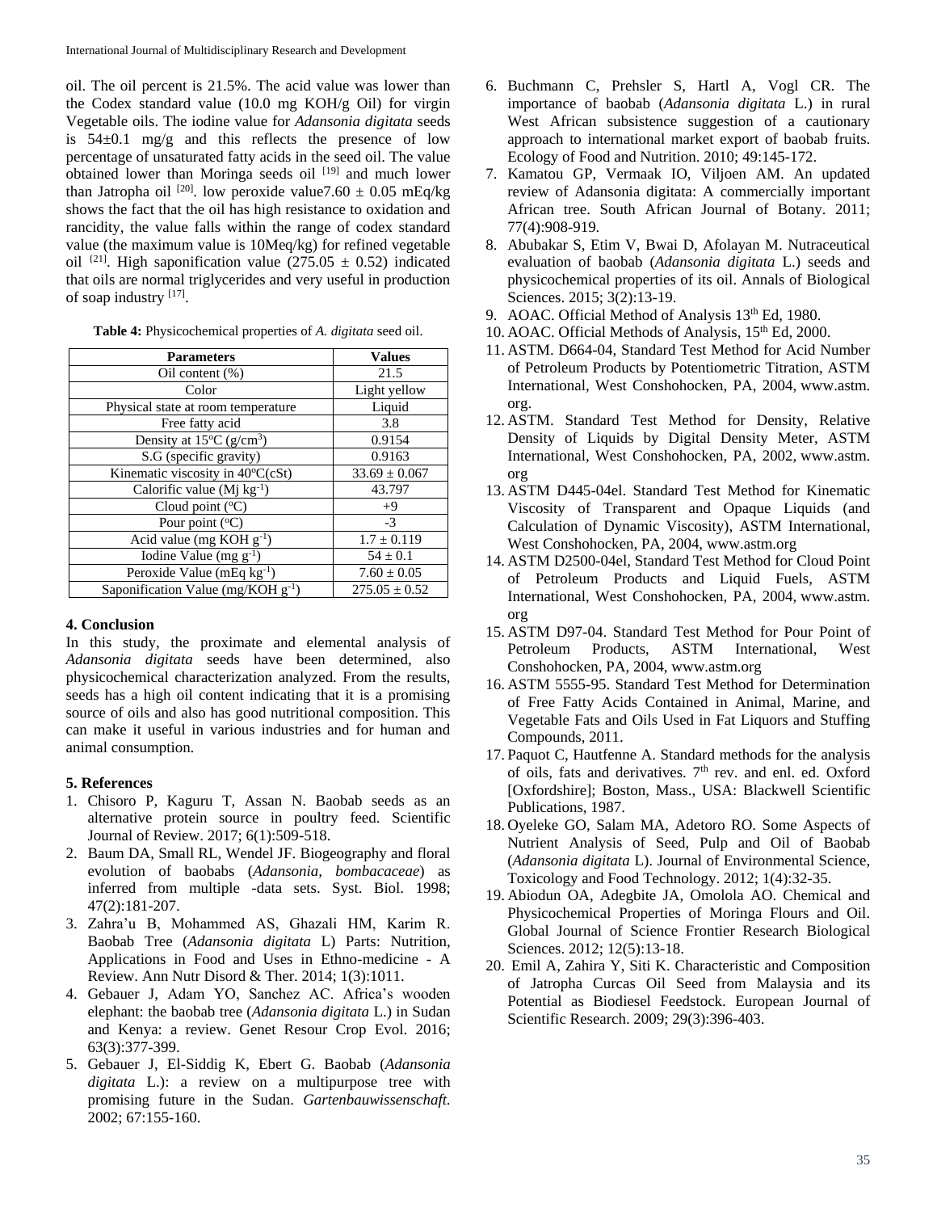oil. The oil percent is 21.5%. The acid value was lower than the Codex standard value (10.0 mg KOH/g Oil) for virgin Vegetable oils. The iodine value for *Adansonia digitata* seeds is 54±0.1 mg/g and this reflects the presence of low percentage of unsaturated fatty acids in the seed oil. The value obtained lower than Moringa seeds oil [19] and much lower than Jatropha oil [20]. low peroxide value7.60 ± 0.05 mEq/kg shows the fact that the oil has high resistance to oxidation and rancidity, the value falls within the range of codex standard value (the maximum value is 10Meq/kg) for refined vegetable oil [21]. High saponification value (275.05 ± 0.52) indicated that oils are normal triglycerides and very useful in production of soap industry [17].

**Table 4:** Physicochemical properties of *A. digitata* seed oil.

| Parameters | Values |
|---|---|
| Oil content (%) | 21.5 |
| Color | Light yellow |
| Physical state at room temperature | Liquid |
| Free fatty acid | 3.8 |
| Density at 15ºC ($g/cm^3$) | 0.9154 |
| S.G (specific gravity) | 0.9163 |
| Kinematic viscosity in 40ºC(cSt) | 33.69 ± 0.067 |
| Calorific value ($Mj\ kg^{-1}$) | 43.797 |
| Cloud point (ºC) | +9 |
| Pour point (ºC) | -3 |
| Acid value ($mg\ KOH\ g^{-1}$) | 1.7 ± 0.119 |
| Iodine Value ($mg\ g^{-1}$) | 54 ± 0.1 |
| Peroxide Value ($mEq\ kg^{-1}$) | 7.60 ± 0.05 |
| Saponification Value ($mg/KOH\ g^{-1}$) | 275.05 ± 0.52 |

## 4. Conclusion

In this study, the proximate and elemental analysis of *Adansonia digitata* seeds have been determined, also physicochemical characterization analyzed. From the results, seeds has a high oil content indicating that it is a promising source of oils and also has good nutritional composition. This can make it useful in various industries and for human and animal consumption.

## 5. References

1. Chisoro P, Kaguru T, Assan N. Baobab seeds as an alternative protein source in poultry feed. Scientific Journal of Review. 2017; 6(1):509-518.
2. Baum DA, Small RL, Wendel JF. Biogeography and floral evolution of baobabs (*Adansonia, bombacaceae*) as inferred from multiple -data sets. Syst. Biol. 1998; 47(2):181-207.
3. Zahra'u B, Mohammed AS, Ghazali HM, Karim R. Baobab Tree (*Adansonia digitata* L) Parts: Nutrition, Applications in Food and Uses in Ethno-medicine - A Review. Ann Nutr Disord & Ther. 2014; 1(3):1011.
4. Gebauer J, Adam YO, Sanchez AC. Africa's wooden elephant: the baobab tree (*Adansonia digitata* L.) in Sudan and Kenya: a review. Genet Resour Crop Evol. 2016; 63(3):377-399.
5. Gebauer J, El-Siddig K, Ebert G. Baobab (*Adansonia digitata* L.): a review on a multipurpose tree with promising future in the Sudan. *Gartenbauwissenschaft*. 2002; 67:155-160.
6. Buchmann C, Prehsler S, Hartl A, Vogl CR. The importance of baobab (*Adansonia digitata* L.) in rural West African subsistence suggestion of a cautionary approach to international market export of baobab fruits. Ecology of Food and Nutrition. 2010; 49:145-172.
7. Kamatou GP, Vermaak IO, Viljoen AM. An updated review of Adansonia digitata: A commercially important African tree. South African Journal of Botany. 2011; 77(4):908-919.
8. Abubakar S, Etim V, Bwai D, Afolayan M. Nutraceutical evaluation of baobab (*Adansonia digitata* L.) seeds and physicochemical properties of its oil. Annals of Biological Sciences. 2015; 3(2):13-19.
9. AOAC. Official Method of Analysis 13th Ed, 1980.
10. AOAC. Official Methods of Analysis, 15th Ed, 2000.
11. ASTM. D664-04, Standard Test Method for Acid Number of Petroleum Products by Potentiometric Titration, ASTM International, West Conshohocken, PA, 2004, www.astm.org.
12. ASTM. Standard Test Method for Density, Relative Density of Liquids by Digital Density Meter, ASTM International, West Conshohocken, PA, 2002, www.astm.org
13. ASTM D445-04el. Standard Test Method for Kinematic Viscosity of Transparent and Opaque Liquids (and Calculation of Dynamic Viscosity), ASTM International, West Conshohocken, PA, 2004, www.astm.org
14. ASTM D2500-04el, Standard Test Method for Cloud Point of Petroleum Products and Liquid Fuels, ASTM International, West Conshohocken, PA, 2004, www.astm.org
15. ASTM D97-04. Standard Test Method for Pour Point of Petroleum Products, ASTM International, West Conshohocken, PA, 2004, www.astm.org
16. ASTM 5555-95. Standard Test Method for Determination of Free Fatty Acids Contained in Animal, Marine, and Vegetable Fats and Oils Used in Fat Liquors and Stuffing Compounds, 2011.
17. Paquot C, Hautfenne A. Standard methods for the analysis of oils, fats and derivatives. 7th rev. and enl. ed. Oxford [Oxfordshire]; Boston, Mass., USA: Blackwell Scientific Publications, 1987.
18. Oyeleke GO, Salam MA, Adetoro RO. Some Aspects of Nutrient Analysis of Seed, Pulp and Oil of Baobab (*Adansonia digitata* L). Journal of Environmental Science, Toxicology and Food Technology. 2012; 1(4):32-35.
19. Abiodun OA, Adegbite JA, Omolola AO. Chemical and Physicochemical Properties of Moringa Flours and Oil. Global Journal of Science Frontier Research Biological Sciences. 2012; 12(5):13-18.
20. Emil A, Zahira Y, Siti K. Characteristic and Composition of Jatropha Curcas Oil Seed from Malaysia and its Potential as Biodiesel Feedstock. European Journal of Scientific Research. 2009; 29(3):396-403.